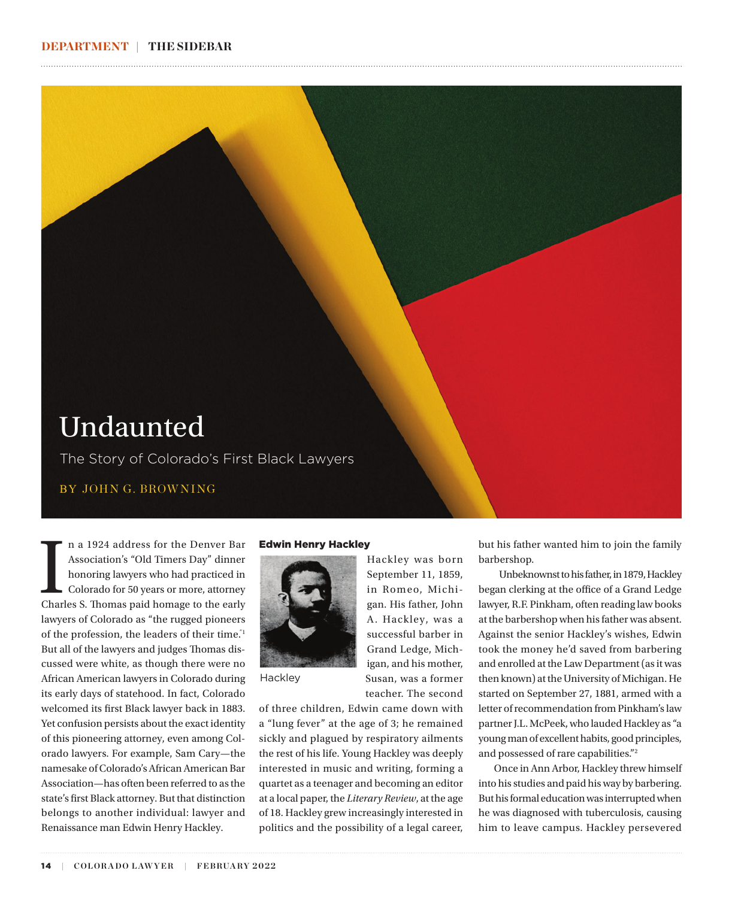# Undaunted

## The Story of Colorado's First Black Lawyers

BY JOHN G. BROWNING

In a 1924 address for the Denver Bar Association's "Old Timers Day" dinner honoring lawyers who had practiced in Colorado for 50 years or more, attorney Charles S. Thomas paid homage to the early lawyers of Colorado as "the rugged pioneers of the profession, the leaders of their time."[1] But all of the lawyers and judges Thomas discussed were white, as though there were no African American lawyers in Colorado during its early days of statehood. In fact, Colorado welcomed its first Black lawyer back in 1883. Yet confusion persists about the exact identity of this pioneering attorney, even among Colorado lawyers. For example, Sam Cary—the namesake of Colorado's African American Bar Association—has often been referred to as the state's first Black attorney. But that distinction belongs to another individual: lawyer and Renaissance man Edwin Henry Hackley.

### Edwin Henry Hackley

Hackley

Hackley was born September 11, 1859, in Romeo, Michigan. His father, John A. Hackley, was a successful barber in Grand Ledge, Michigan, and his mother, Susan, was a former teacher. The second of three children, Edwin came down with a "lung fever" at the age of 3; he remained sickly and plagued by respiratory ailments the rest of his life. Young Hackley was deeply interested in music and writing, forming a quartet as a teenager and becoming an editor at a local paper, the *Literary Review*, at the age of 18. Hackley grew increasingly interested in politics and the possibility of a legal career, but his father wanted him to join the family barbershop.

Unbeknownst to his father, in 1879, Hackley began clerking at the office of a Grand Ledge lawyer, R.F. Pinkham, often reading law books at the barbershop when his father was absent. Against the senior Hackley's wishes, Edwin took the money he'd saved from barbering and enrolled at the Law Department (as it was then known) at the University of Michigan. He started on September 27, 1881, armed with a letter of recommendation from Pinkham's law partner J.L. McPeek, who lauded Hackley as "a young man of excellent habits, good principles, and possessed of rare capabilities."[2]

Once in Ann Arbor, Hackley threw himself into his studies and paid his way by barbering. But his formal education was interrupted when he was diagnosed with tuberculosis, causing him to leave campus. Hackley persevered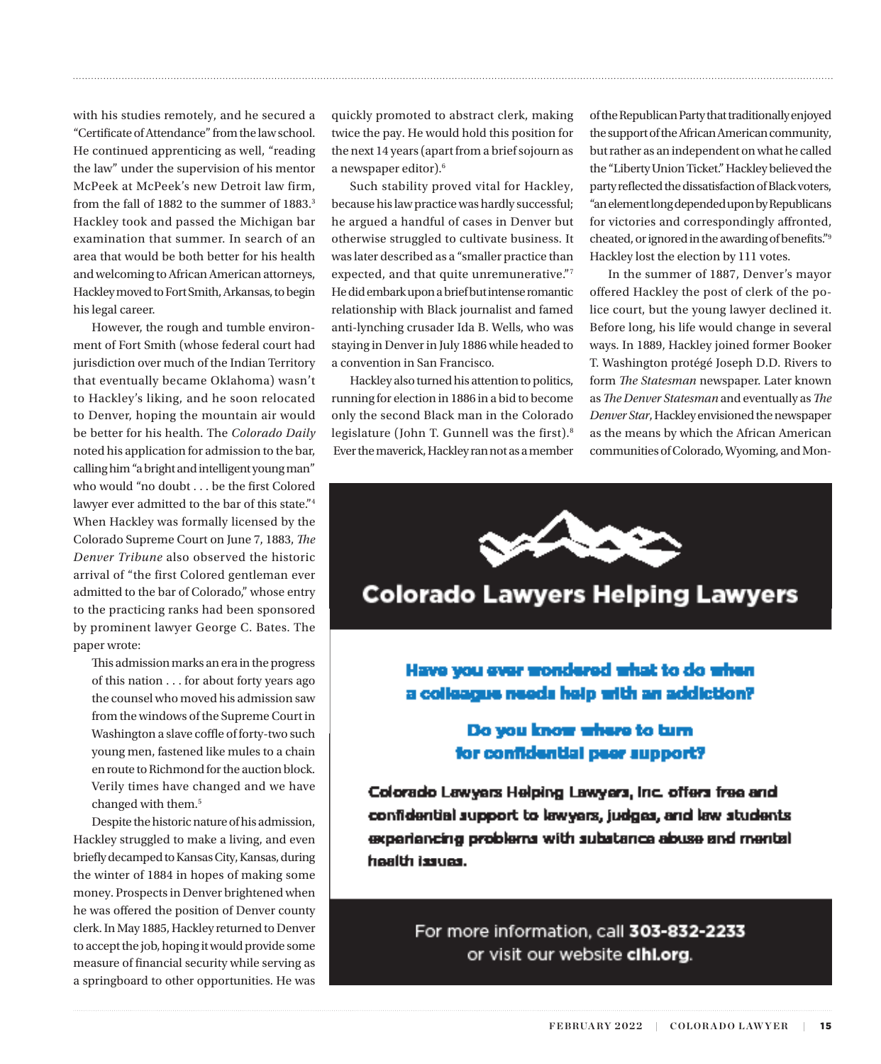with his studies remotely, and he secured a "Certificate of Attendance" from the law school. He continued apprenticing as well, "reading the law" under the supervision of his mentor McPeek at McPeek's new Detroit law firm, from the fall of 1882 to the summer of 1883.[3] Hackley took and passed the Michigan bar examination that summer. In search of an area that would be both better for his health and welcoming to African American attorneys, Hackley moved to Fort Smith, Arkansas, to begin his legal career.

However, the rough and tumble environment of Fort Smith (whose federal court had jurisdiction over much of the Indian Territory that eventually became Oklahoma) wasn't to Hackley's liking, and he soon relocated to Denver, hoping the mountain air would be better for his health. The *Colorado Daily* noted his application for admission to the bar, calling him "a bright and intelligent young man" who would "no doubt . . . be the first Colored lawyer ever admitted to the bar of this state."[4] When Hackley was formally licensed by the Colorado Supreme Court on June 7, 1883, *The Denver Tribune* also observed the historic arrival of "the first Colored gentleman ever admitted to the bar of Colorado," whose entry to the practicing ranks had been sponsored by prominent lawyer George C. Bates. The paper wrote:

> This admission marks an era in the progress of this nation . . . for about forty years ago the counsel who moved his admission saw from the windows of the Supreme Court in Washington a slave coffle of forty-two such young men, fastened like mules to a chain en route to Richmond for the auction block. Verily times have changed and we have changed with them.[5]

Despite the historic nature of his admission, Hackley struggled to make a living, and even briefly decamped to Kansas City, Kansas, during the winter of 1884 in hopes of making some money. Prospects in Denver brightened when he was offered the position of Denver county clerk. In May 1885, Hackley returned to Denver to accept the job, hoping it would provide some measure of financial security while serving as a springboard to other opportunities. He was quickly promoted to abstract clerk, making twice the pay. He would hold this position for the next 14 years (apart from a brief sojourn as a newspaper editor).[6]

Such stability proved vital for Hackley, because his law practice was hardly successful; he argued a handful of cases in Denver but otherwise struggled to cultivate business. It was later described as a "smaller practice than expected, and that quite unremunerative."[7] He did embark upon a brief but intense romantic relationship with Black journalist and famed anti-lynching crusader Ida B. Wells, who was staying in Denver in July 1886 while headed to a convention in San Francisco.

Hackley also turned his attention to politics, running for election in 1886 in a bid to become only the second Black man in the Colorado legislature (John T. Gunnell was the first).[8] Ever the maverick, Hackley ran not as a member of the Republican Party that traditionally enjoyed the support of the African American community, but rather as an independent on what he called the "Liberty Union Ticket." Hackley believed the party reflected the dissatisfaction of Black voters, "an element long depended upon by Republicans for victories and correspondingly affronted, cheated, or ignored in the awarding of benefits."[9] Hackley lost the election by 111 votes.

In the summer of 1887, Denver's mayor offered Hackley the post of clerk of the police court, but the young lawyer declined it. Before long, his life would change in several ways. In 1889, Hackley joined former Booker T. Washington protégé Joseph D.D. Rivers to form *The Statesman* newspaper. Later known as *The Denver Statesman* and eventually as *The Denver Star*, Hackley envisioned the newspaper as the means by which the African American communities of Colorado, Wyoming, and Mon-

**Colorado Lawyers Helping Lawyers**

**Have you ever wondered what to do when a colleague needs help with an addiction?**

**Do you know where to turn for confidential peer support?**

**Colorado Lawyers Helping Lawyers, Inc. offers free and confidential support to lawyers, judges, and law students experiencing problems with substance abuse and mental health issues.**

For more information, call **303-832-2233** or visit our website **clhl.org**.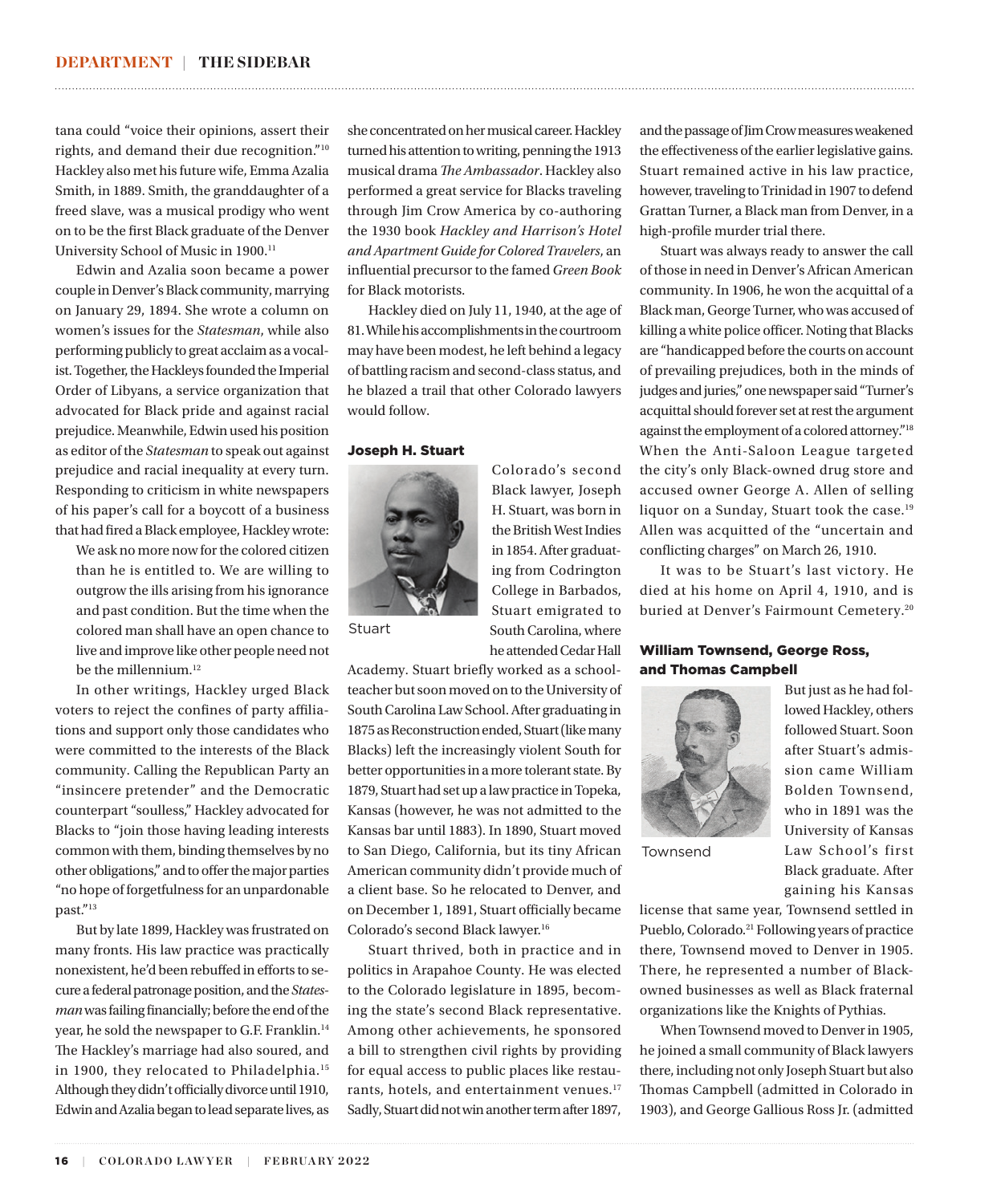tana could "voice their opinions, assert their rights, and demand their due recognition."[10] Hackley also met his future wife, Emma Azalia Smith, in 1889. Smith, the granddaughter of a freed slave, was a musical prodigy who went on to be the first Black graduate of the Denver University School of Music in 1900.[11]

Edwin and Azalia soon became a power couple in Denver's Black community, marrying on January 29, 1894. She wrote a column on women's issues for the *Statesman*, while also performing publicly to great acclaim as a vocalist. Together, the Hackleys founded the Imperial Order of Libyans, a service organization that advocated for Black pride and against racial prejudice. Meanwhile, Edwin used his position as editor of the *Statesman* to speak out against prejudice and racial inequality at every turn. Responding to criticism in white newspapers of his paper's call for a boycott of a business that had fired a Black employee, Hackley wrote:

> We ask no more now for the colored citizen than he is entitled to. We are willing to outgrow the ills arising from his ignorance and past condition. But the time when the colored man shall have an open chance to live and improve like other people need not be the millennium.[12]

In other writings, Hackley urged Black voters to reject the confines of party affiliations and support only those candidates who were committed to the interests of the Black community. Calling the Republican Party an "insincere pretender" and the Democratic counterpart "soulless," Hackley advocated for Blacks to "join those having leading interests common with them, binding themselves by no other obligations," and to offer the major parties "no hope of forgetfulness for an unpardonable past."[13]

But by late 1899, Hackley was frustrated on many fronts. His law practice was practically nonexistent, he'd been rebuffed in efforts to secure a federal patronage position, and the *Statesman* was failing financially; before the end of the year, he sold the newspaper to G.F. Franklin.[14] The Hackley's marriage had also soured, and in 1900, they relocated to Philadelphia.[15] Although they didn't officially divorce until 1910, Edwin and Azalia began to lead separate lives, as she concentrated on her musical career. Hackley turned his attention to writing, penning the 1913 musical drama *The Ambassador*. Hackley also performed a great service for Blacks traveling through Jim Crow America by co-authoring the 1930 book *Hackley and Harrison's Hotel and Apartment Guide for Colored Travelers*, an influential precursor to the famed *Green Book* for Black motorists.

Hackley died on July 11, 1940, at the age of 81. While his accomplishments in the courtroom may have been modest, he left behind a legacy of battling racism and second-class status, and he blazed a trail that other Colorado lawyers would follow.

## Joseph H. Stuart

Stuart

Colorado's second Black lawyer, Joseph H. Stuart, was born in the British West Indies in 1854. After graduating from Codrington College in Barbados, Stuart emigrated to South Carolina, where he attended Cedar Hall Academy. Stuart briefly worked as a schoolteacher but soon moved on to the University of South Carolina Law School. After graduating in 1875 as Reconstruction ended, Stuart (like many Blacks) left the increasingly violent South for better opportunities in a more tolerant state. By 1879, Stuart had set up a law practice in Topeka, Kansas (however, he was not admitted to the Kansas bar until 1883). In 1890, Stuart moved to San Diego, California, but its tiny African American community didn't provide much of a client base. So he relocated to Denver, and on December 1, 1891, Stuart officially became Colorado's second Black lawyer.[16]

Stuart thrived, both in practice and in politics in Arapahoe County. He was elected to the Colorado legislature in 1895, becoming the state's second Black representative. Among other achievements, he sponsored a bill to strengthen civil rights by providing for equal access to public places like restaurants, hotels, and entertainment venues.[17] Sadly, Stuart did not win another term after 1897, and the passage of Jim Crow measures weakened the effectiveness of the earlier legislative gains. Stuart remained active in his law practice, however, traveling to Trinidad in 1907 to defend Grattan Turner, a Black man from Denver, in a high-profile murder trial there.

Stuart was always ready to answer the call of those in need in Denver's African American community. In 1906, he won the acquittal of a Black man, George Turner, who was accused of killing a white police officer. Noting that Blacks are "handicapped before the courts on account of prevailing prejudices, both in the minds of judges and juries," one newspaper said "Turner's acquittal should forever set at rest the argument against the employment of a colored attorney."[18] When the Anti-Saloon League targeted the city's only Black-owned drug store and accused owner George A. Allen of selling liquor on a Sunday, Stuart took the case.[19] Allen was acquitted of the "uncertain and conflicting charges" on March 26, 1910.

It was to be Stuart's last victory. He died at his home on April 4, 1910, and is buried at Denver's Fairmount Cemetery.[20]

## William Townsend, George Ross, and Thomas Campbell

Townsend

But just as he had followed Hackley, others followed Stuart. Soon after Stuart's admission came William Bolden Townsend, who in 1891 was the University of Kansas Law School's first Black graduate. After gaining his Kansas license that same year, Townsend settled in Pueblo, Colorado.[21] Following years of practice there, Townsend moved to Denver in 1905. There, he represented a number of Black-owned businesses as well as Black fraternal organizations like the Knights of Pythias.

When Townsend moved to Denver in 1905, he joined a small community of Black lawyers there, including not only Joseph Stuart but also Thomas Campbell (admitted in Colorado in 1903), and George Gallious Ross Jr. (admitted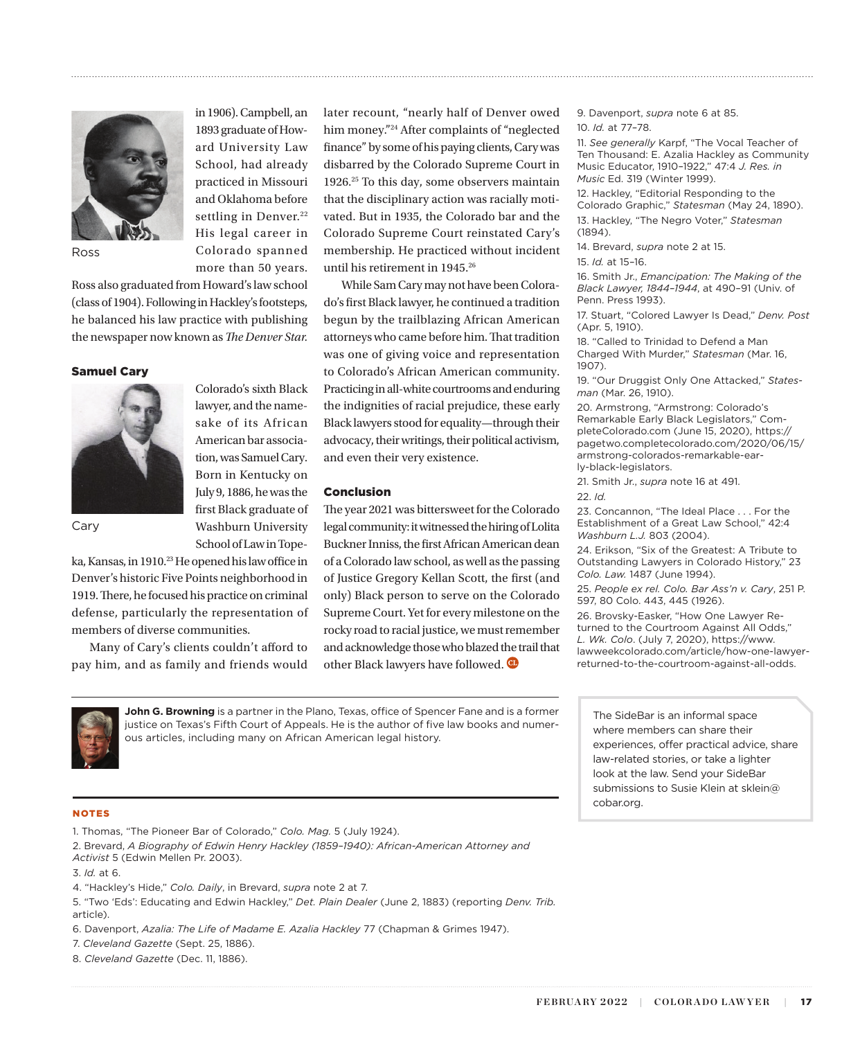Ross

in 1906). Campbell, an 1893 graduate of Howard University Law School, had already practiced in Missouri and Oklahoma before settling in Denver.[22] His legal career in Colorado spanned more than 50 years. Ross also graduated from Howard's law school (class of 1904). Following in Hackley's footsteps, he balanced his law practice with publishing the newspaper now known as *The Denver Star.*

### Samuel Cary

Cary

Colorado's sixth Black lawyer, and the namesake of its African American bar association, was Samuel Cary. Born in Kentucky on July 9, 1886, he was the first Black graduate of Washburn University School of Law in Topeka, Kansas, in 1910.[23] He opened his law office in Denver's historic Five Points neighborhood in 1919. There, he focused his practice on criminal defense, particularly the representation of members of diverse communities.

Many of Cary's clients couldn't afford to pay him, and as family and friends would later recount, "nearly half of Denver owed him money."[24] After complaints of "neglected finance" by some of his paying clients, Cary was disbarred by the Colorado Supreme Court in 1926.[25] To this day, some observers maintain that the disciplinary action was racially motivated. But in 1935, the Colorado bar and the Colorado Supreme Court reinstated Cary's membership. He practiced without incident until his retirement in 1945.[26]

While Sam Cary may not have been Colorado's first Black lawyer, he continued a tradition begun by the trailblazing African American attorneys who came before him. That tradition was one of giving voice and representation to Colorado's African American community. Practicing in all-white courtrooms and enduring the indignities of racial prejudice, these early Black lawyers stood for equality—through their advocacy, their writings, their political activism, and even their very existence.

### Conclusion

The year 2021 was bittersweet for the Colorado legal community: it witnessed the hiring of Lolita Buckner Inniss, the first African American dean of a Colorado law school, as well as the passing of Justice Gregory Kellan Scott, the first (and only) Black person to serve on the Colorado Supreme Court. Yet for every milestone on the rocky road to racial justice, we must remember and acknowledge those who blazed the trail that other Black lawyers have followed.

**John G. Browning** is a partner in the Plano, Texas, office of Spencer Fane and is a former justice on Texas's Fifth Court of Appeals. He is the author of five law books and numerous articles, including many on African American legal history.

The SideBar is an informal space where members can share their experiences, offer practical advice, share law-related stories, or take a lighter look at the law. Send your SideBar submissions to Susie Klein at sklein@cobar.org.

#### NOTES

1. Thomas, "The Pioneer Bar of Colorado," *Colo. Mag.* 5 (July 1924).
2. Brevard, *A Biography of Edwin Henry Hackley (1859–1940): African-American Attorney and Activist* 5 (Edwin Mellen Pr. 2003).
3. *Id.* at 6.
4. "Hackley's Hide," *Colo. Daily*, in Brevard, *supra* note 2 at 7.
5. "Two 'Eds': Educating and Edwin Hackley," *Det. Plain Dealer* (June 2, 1883) (reporting *Denv. Trib.* article).
6. Davenport, *Azalia: The Life of Madame E. Azalia Hackley* 77 (Chapman & Grimes 1947).
7. *Cleveland Gazette* (Sept. 25, 1886).
8. *Cleveland Gazette* (Dec. 11, 1886).
9. Davenport, *supra* note 6 at 85.
10. *Id.* at 77–78.
11. *See generally* Karpf, "The Vocal Teacher of Ten Thousand: E. Azalia Hackley as Community Music Educator, 1910–1922," 47:4 *J. Res. in Music* Ed. 319 (Winter 1999).
12. Hackley, "Editorial Responding to the Colorado Graphic," *Statesman* (May 24, 1890).
13. Hackley, "The Negro Voter," *Statesman* (1894).
14. Brevard, *supra* note 2 at 15.
15. *Id.* at 15–16.
16. Smith Jr., *Emancipation: The Making of the Black Lawyer, 1844–1944*, at 490–91 (Univ. of Penn. Press 1993).
17. Stuart, "Colored Lawyer Is Dead," *Denv. Post* (Apr. 5, 1910).
18. "Called to Trinidad to Defend a Man Charged With Murder," *Statesman* (Mar. 16, 1907).
19. "Our Druggist Only One Attacked," *Statesman* (Mar. 26, 1910).
20. Armstrong, "Armstrong: Colorado's Remarkable Early Black Legislators," CompleteColorado.com (June 15, 2020), https://pagetwo.completecolorado.com/2020/06/15/armstrong-colorados-remarkable-early-black-legislators.
21. Smith Jr., *supra* note 16 at 491.
22. *Id.*
23. Concannon, "The Ideal Place . . . For the Establishment of a Great Law School," 42:4 *Washburn L.J.* 803 (2004).
24. Erikson, "Six of the Greatest: A Tribute to Outstanding Lawyers in Colorado History," 23 *Colo. Law.* 1487 (June 1994).
25. *People ex rel. Colo. Bar Ass'n v. Cary*, 251 P. 597, 80 Colo. 443, 445 (1926).
26. Brovsky-Easker, "How One Lawyer Returned to the Courtroom Against All Odds," *L. Wk. Colo.* (July 7, 2020), https://www.lawweekcolorado.com/article/how-one-lawyer-returned-to-the-courtroom-against-all-odds.